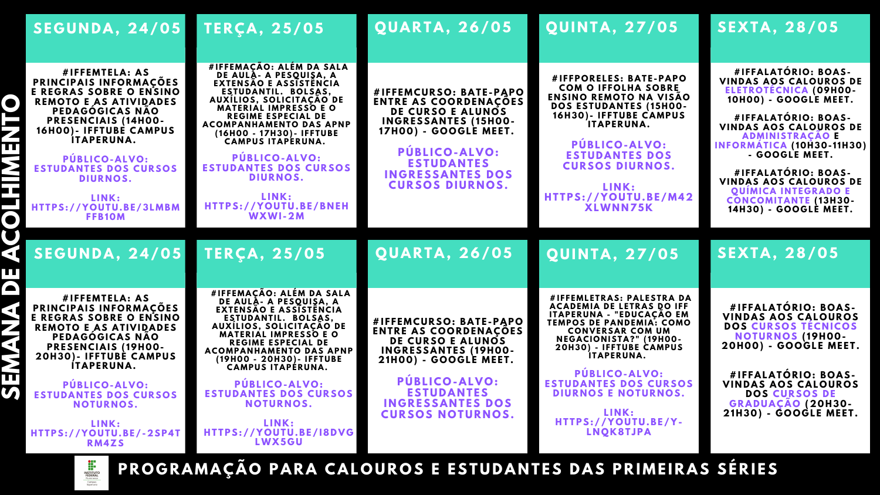# SEMANA DE ACOLHIMENTO

## PROGRAMAÇÃO PARA CALOUROS E ESTUDANTES DAS PRIMEIRAS SÉRIES

### SEGUNDA, 24/05

#IFFEMTELA: AS PRINCIPAIS INFORMAÇÕES E REGRAS SOBRE O ENSINO REMOTO E AS ATIVIDADES PEDAGÓGICAS NÃO PRESENCIAIS (14H00-16H00)- IFFTUBE CAMPUS ITAPERUNA.

PÚBLICO-ALVO: ESTUDANTES DOS CURSOS DIURNOS.

LINK: HTTPS://YOUTU.BE/3LMBMFFB10M

### TERÇA, 25/05

#IFFEMAÇÃO: ALÉM DA SALA DE AULA- A PESQUISA, A EXTENSÃO E ASSISTÊNCIA ESTUDANTIL. BOLSAS, AUXÍLIOS, SOLICITAÇÃO DE MATERIAL IMPRESSO E O REGIME ESPECIAL DE ACOMPANHAMENTO DAS APNP (16H00 - 17H30)- IFFTUBE CAMPUS ITAPERUNA.

PÚBLICO-ALVO: ESTUDANTES DOS CURSOS DIURNOS.

LINK: HTTPS://YOUTU.BE/BNEHWXWI-2M

### QUARTA, 26/05

#IFFEMCURSO: BATE-PAPO ENTRE AS COORDENAÇÕES DE CURSO E ALUNOS INGRESSANTES (15H00-17H00) - GOOGLE MEET.

PÚBLICO-ALVO: ESTUDANTES INGRESSANTES DOS CURSOS DIURNOS.

### QUINTA, 27/05

#IFFPORELES: BATE-PAPO COM O IFFOLHA SOBRE ENSINO REMOTO NA VISÃO DOS ESTUDANTES (15H00-16H30)- IFFTUBE CAMPUS ITAPERUNA.

PÚBLICO-ALVO: ESTUDANTES DOS CURSOS DIURNOS.

LINK: HTTPS://YOUTU.BE/M42XLWNN75K

### SEXTA, 28/05

#IFFALATÓRIO: BOAS-VINDAS AOS CALOUROS DE ELETROTÉCNICA (09H00-10H00) - GOOGLE MEET.

#IFFALATÓRIO: BOAS-VINDAS AOS CALOUROS DE ADMINISTRAÇÃO E INFORMÁTICA (10H30-11H30) - GOOGLE MEET.

#IFFALATÓRIO: BOAS-VINDAS AOS CALOUROS DE QUÍMICA INTEGRADO E CONCOMITANTE (13H30-14H30) - GOOGLE MEET.

### SEGUNDA, 24/05

#IFFEMTELA: AS PRINCIPAIS INFORMAÇÕES E REGRAS SOBRE O ENSINO REMOTO E AS ATIVIDADES PEDAGÓGICAS NÃO PRESENCIAIS (19H00-20H30)- IFFTUBE CAMPUS ITAPERUNA.

PÚBLICO-ALVO: ESTUDANTES DOS CURSOS NOTURNOS.

LINK: HTTPS://YOUTU.BE/-2SP4TRM4ZS

### TERÇA, 25/05

#IFFEMAÇÃO: ALÉM DA SALA DE AULA- A PESQUISA, A EXTENSÃO E ASSISTÊNCIA ESTUDANTIL. BOLSAS, AUXÍLIOS, SOLICITAÇÃO DE MATERIAL IMPRESSO E O REGIME ESPECIAL DE ACOMPANHAMENTO DAS APNP (19H00 - 20H30)- IFFTUBE CAMPUS ITAPERUNA.

PÚBLICO-ALVO: ESTUDANTES DOS CURSOS NOTURNOS.

LINK: HTTPS://YOUTU.BE/I8DVGLWX5GU

### QUARTA, 26/05

#IFFEMCURSO: BATE-PAPO ENTRE AS COORDENAÇÕES DE CURSO E ALUNOS INGRESSANTES (19H00-21H00) - GOOGLE MEET.

PÚBLICO-ALVO: ESTUDANTES INGRESSANTES DOS CURSOS NOTURNOS.

### QUINTA, 27/05

#IFFEMLETRAS: PALESTRA DA ACADEMIA DE LETRAS DO IFF ITAPERUNA - "EDUCAÇÃO EM TEMPOS DE PANDEMIA: COMO CONVERSAR COM UM NEGACIONISTA?" (19H00-20H30)- IFFTUBE CAMPUS ITAPERUNA.

PÚBLICO-ALVO: ESTUDANTES DOS CURSOS DIURNOS E NOTURNOS.

LINK: HTTPS://YOUTU.BE/Y-LNQK8TJPA

### SEXTA, 28/05

#IFFALATÓRIO: BOAS-VINDAS AOS CALOUROS DOS CURSOS TÉCNICOS NOTURNOS (19H00-20H00) - GOOGLE MEET.

#IFFALATÓRIO: BOAS-VINDAS AOS CALOUROS DOS CURSOS DE GRADUAÇÃO (20H30-21H30) - GOOGLE MEET.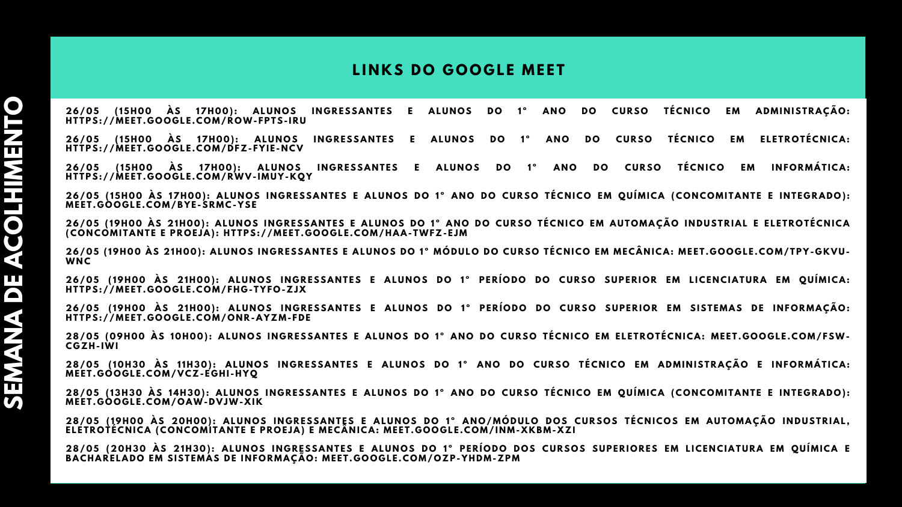# SEMANA DE ACOLHIMENTO

## LINKS DO GOOGLE MEET

26/05 (15H00 ÀS 17H00): ALUNOS INGRESSANTES E ALUNOS DO 1° ANO DO CURSO TÉCNICO EM ADMINISTRAÇÃO: HTTPS://MEET.GOOGLE.COM/ROW-FPTS-IRU

26/05 (15H00 ÀS 17H00): ALUNOS INGRESSANTES E ALUNOS DO 1° ANO DO CURSO TÉCNICO EM ELETROTÉCNICA: HTTPS://MEET.GOOGLE.COM/DFZ-FYIE-NCV

26/05 (15H00 ÀS 17H00): ALUNOS INGRESSANTES E ALUNOS DO 1° ANO DO CURSO TÉCNICO EM INFORMÁTICA: HTTPS://MEET.GOOGLE.COM/RWV-IMUY-KQY

26/05 (15H00 ÀS 17H00): ALUNOS INGRESSANTES E ALUNOS DO 1° ANO DO CURSO TÉCNICO EM QUÍMICA (CONCOMITANTE E INTEGRADO): MEET.GOOGLE.COM/BYE-SRMC-YSE

26/05 (19H00 ÀS 21H00): ALUNOS INGRESSANTES E ALUNOS DO 1° ANO DO CURSO TÉCNICO EM AUTOMAÇÃO INDUSTRIAL E ELETROTÉCNICA (CONCOMITANTE E PROEJA): HTTPS://MEET.GOOGLE.COM/HAA-TWFZ-EJM

26/05 (19H00 ÀS 21H00): ALUNOS INGRESSANTES E ALUNOS DO 1° MÓDULO DO CURSO TÉCNICO EM MECÂNICA: MEET.GOOGLE.COM/TPY-GKVU-WNC

26/05 (19H00 ÀS 21H00): ALUNOS INGRESSANTES E ALUNOS DO 1° PERÍODO DO CURSO SUPERIOR EM LICENCIATURA EM QUÍMICA: HTTPS://MEET.GOOGLE.COM/FHG-TYFO-ZJX

26/05 (19H00 ÀS 21H00): ALUNOS INGRESSANTES E ALUNOS DO 1° PERÍODO DO CURSO SUPERIOR EM SISTEMAS DE INFORMAÇÃO: HTTPS://MEET.GOOGLE.COM/ONR-AYZM-FDE

28/05 (09H00 ÀS 10H00): ALUNOS INGRESSANTES E ALUNOS DO 1° ANO DO CURSO TÉCNICO EM ELETROTÉCNICA: MEET.GOOGLE.COM/FSW-CGZH-IWI

28/05 (10H30 ÀS 11H30): ALUNOS INGRESSANTES E ALUNOS DO 1° ANO DO CURSO TÉCNICO EM ADMINISTRAÇÃO E INFORMÁTICA: MEET.GOOGLE.COM/VCZ-EGHI-HYQ

28/05 (13H30 ÀS 14H30): ALUNOS INGRESSANTES E ALUNOS DO 1° ANO DO CURSO TÉCNICO EM QUÍMICA (CONCOMITANTE E INTEGRADO): MEET.GOOGLE.COM/OAW-DVJW-XIK

28/05 (19H00 ÀS 20H00): ALUNOS INGRESSANTES E ALUNOS DO 1° ANO/MÓDULO DOS CURSOS TÉCNICOS EM AUTOMAÇÃO INDUSTRIAL, ELETROTÉCNICA (CONCOMITANTE E PROEJA) E MECÂNICA: MEET.GOOGLE.COM/INM-XKBM-XZI

28/05 (20H30 ÀS 21H30): ALUNOS INGRESSANTES E ALUNOS DO 1° PERÍODO DOS CURSOS SUPERIORES EM LICENCIATURA EM QUÍMICA E BACHARELADO EM SISTEMAS DE INFORMAÇÃO: MEET.GOOGLE.COM/OZP-YHDM-ZPM